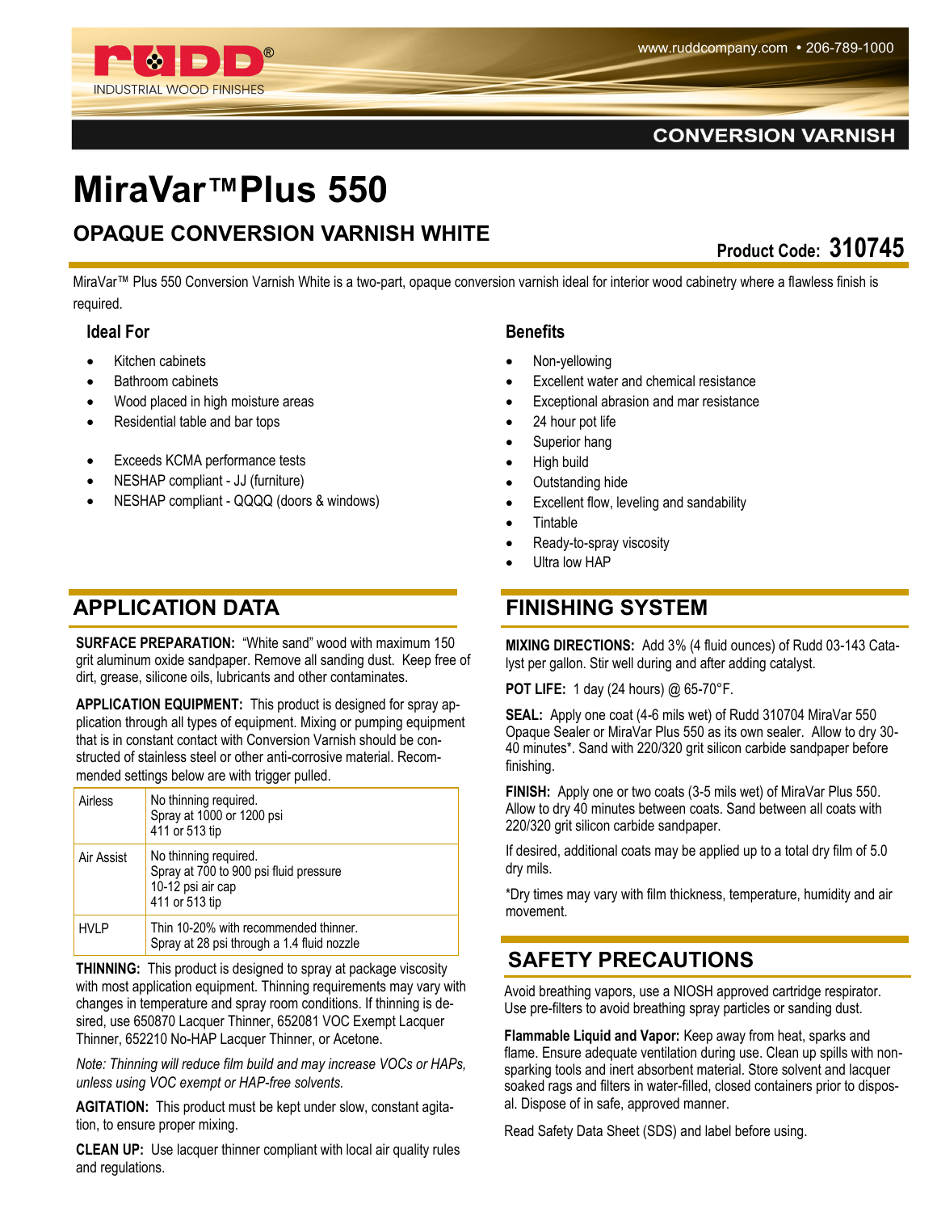RUDD® INDUSTRIAL WOOD FINISHES

www.ruddcompany.com • 206-789-1000

**CONVERSION VARNISH**

# MiraVar™Plus 550

## OPAQUE CONVERSION VARNISH WHITE

**Product Code: 310745**

MiraVar™ Plus 550 Conversion Varnish White is a two-part, opaque conversion varnish ideal for interior wood cabinetry where a flawless finish is required.

### Ideal For

- Kitchen cabinets
- Bathroom cabinets
- Wood placed in high moisture areas
- Residential table and bar tops

- Exceeds KCMA performance tests
- NESHAP compliant - JJ (furniture)
- NESHAP compliant - QQQQ (doors & windows)

### Benefits

- Non-yellowing
- Excellent water and chemical resistance
- Exceptional abrasion and mar resistance
- 24 hour pot life
- Superior hang
- High build
- Outstanding hide
- Excellent flow, leveling and sandability
- Tintable
- Ready-to-spray viscosity
- Ultra low HAP

## APPLICATION DATA

**SURFACE PREPARATION:** "White sand" wood with maximum 150 grit aluminum oxide sandpaper. Remove all sanding dust. Keep free of dirt, grease, silicone oils, lubricants and other contaminates.

**APPLICATION EQUIPMENT:** This product is designed for spray application through all types of equipment. Mixing or pumping equipment that is in constant contact with Conversion Varnish should be constructed of stainless steel or other anti-corrosive material. Recommended settings below are with trigger pulled.

| Method | Settings |
|---|---|
| Airless | No thinning required.<br>Spray at 1000 or 1200 psi<br>411 or 513 tip |
| Air Assist | No thinning required.<br>Spray at 700 to 900 psi fluid pressure<br>10-12 psi air cap<br>411 or 513 tip |
| HVLP | Thin 10-20% with recommended thinner.<br>Spray at 28 psi through a 1.4 fluid nozzle |

**THINNING:** This product is designed to spray at package viscosity with most application equipment. Thinning requirements may vary with changes in temperature and spray room conditions. If thinning is desired, use 650870 Lacquer Thinner, 652081 VOC Exempt Lacquer Thinner, 652210 No-HAP Lacquer Thinner, or Acetone.

*Note: Thinning will reduce film build and may increase VOCs or HAPs, unless using VOC exempt or HAP-free solvents.*

**AGITATION:** This product must be kept under slow, constant agitation, to ensure proper mixing.

**CLEAN UP:** Use lacquer thinner compliant with local air quality rules and regulations.

## FINISHING SYSTEM

**MIXING DIRECTIONS:** Add 3% (4 fluid ounces) of Rudd 03-143 Catalyst per gallon. Stir well during and after adding catalyst.

**POT LIFE:** 1 day (24 hours) @ 65-70°F.

**SEAL:** Apply one coat (4-6 mils wet) of Rudd 310704 MiraVar 550 Opaque Sealer or MiraVar Plus 550 as its own sealer. Allow to dry 30-40 minutes*. Sand with 220/320 grit silicon carbide sandpaper before finishing.

**FINISH:** Apply one or two coats (3-5 mils wet) of MiraVar Plus 550. Allow to dry 40 minutes between coats. Sand between all coats with 220/320 grit silicon carbide sandpaper.

If desired, additional coats may be applied up to a total dry film of 5.0 dry mils.

*Dry times may vary with film thickness, temperature, humidity and air movement.

## SAFETY PRECAUTIONS

Avoid breathing vapors, use a NIOSH approved cartridge respirator. Use pre-filters to avoid breathing spray particles or sanding dust.

**Flammable Liquid and Vapor:** Keep away from heat, sparks and flame. Ensure adequate ventilation during use. Clean up spills with non-sparking tools and inert absorbent material. Store solvent and lacquer soaked rags and filters in water-filled, closed containers prior to disposal. Dispose of in safe, approved manner.

Read Safety Data Sheet (SDS) and label before using.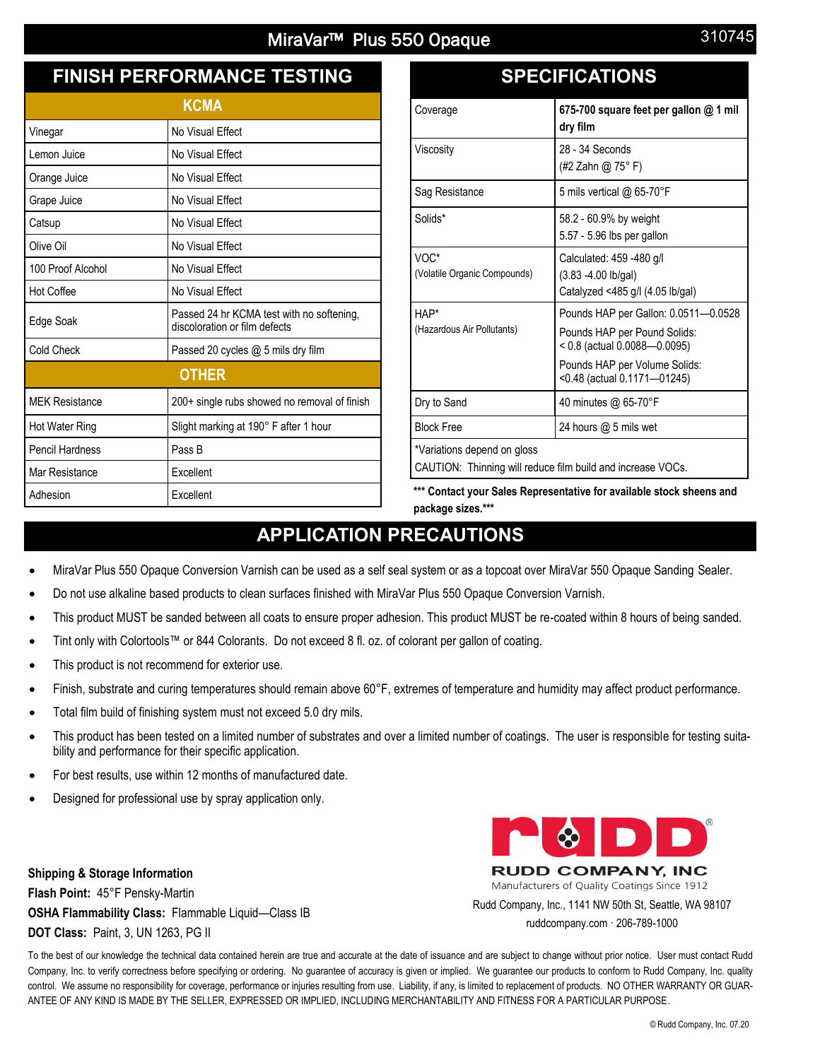# MiraVar™ Plus 550 Opaque

310745

## FINISH PERFORMANCE TESTING

| | |
|---|---|
| **KCMA** | |
| Vinegar | No Visual Effect |
| Lemon Juice | No Visual Effect |
| Orange Juice | No Visual Effect |
| Grape Juice | No Visual Effect |
| Catsup | No Visual Effect |
| Olive Oil | No Visual Effect |
| 100 Proof Alcohol | No Visual Effect |
| Hot Coffee | No Visual Effect |
| Edge Soak | Passed 24 hr KCMA test with no softening, discoloration or film defects |
| Cold Check | Passed 20 cycles @ 5 mils dry film |
| **OTHER** | |
| MEK Resistance | 200+ single rubs showed no removal of finish |
| Hot Water Ring | Slight marking at 190° F after 1 hour |
| Pencil Hardness | Pass B |
| Mar Resistance | Excellent |
| Adhesion | Excellent |

## SPECIFICATIONS

| | |
|---|---|
| Coverage | **675-700 square feet per gallon @ 1 mil dry film** |
| Viscosity | 28 - 34 Seconds (#2 Zahn @ 75° F) |
| Sag Resistance | 5 mils vertical @ 65-70°F |
| Solids* | 58.2 - 60.9% by weight<br>5.57 - 5.96 lbs per gallon |
| VOC* (Volatile Organic Compounds) | Calculated: 459 -480 g/l (3.83 -4.00 lb/gal)<br>Catalyzed <485 g/l (4.05 lb/gal) |
| HAP* (Hazardous Air Pollutants) | Pounds HAP per Gallon: 0.0511—0.0528<br>Pounds HAP per Pound Solids: < 0.8 (actual 0.0088—0.0095)<br>Pounds HAP per Volume Solids: <0.48 (actual 0.1171—01245) |
| Dry to Sand | 40 minutes @ 65-70°F |
| Block Free | 24 hours @ 5 mils wet |

*Variations depend on gloss

CAUTION: Thinning will reduce film build and increase VOCs.

**\*\*\* Contact your Sales Representative for available stock sheens and package sizes.\*\*\***

## APPLICATION PRECAUTIONS

- MiraVar Plus 550 Opaque Conversion Varnish can be used as a self seal system or as a topcoat over MiraVar 550 Opaque Sanding Sealer.
- Do not use alkaline based products to clean surfaces finished with MiraVar Plus 550 Opaque Conversion Varnish.
- This product MUST be sanded between all coats to ensure proper adhesion. This product MUST be re-coated within 8 hours of being sanded.
- Tint only with Colortools™ or 844 Colorants. Do not exceed 8 fl. oz. of colorant per gallon of coating.
- This product is not recommend for exterior use.
- Finish, substrate and curing temperatures should remain above 60°F, extremes of temperature and humidity may affect product performance.
- Total film build of finishing system must not exceed 5.0 dry mils.
- This product has been tested on a limited number of substrates and over a limited number of coatings. The user is responsible for testing suitability and performance for their specific application.
- For best results, use within 12 months of manufactured date.
- Designed for professional use by spray application only.

**Shipping & Storage Information**

**Flash Point:** 45°F Pensky-Martin

**OSHA Flammability Class:** Flammable Liquid—Class IB

**DOT Class:** Paint, 3, UN 1263, PG II

RUDD COMPANY, INC

Manufacturers of Quality Coatings Since 1912

Rudd Company, Inc., 1141 NW 50th St, Seattle, WA 98107

ruddcompany.com · 206-789-1000

To the best of our knowledge the technical data contained herein are true and accurate at the date of issuance and are subject to change without prior notice. User must contact Rudd Company, Inc. to verify correctness before specifying or ordering. No guarantee of accuracy is given or implied. We guarantee our products to conform to Rudd Company, Inc. quality control. We assume no responsibility for coverage, performance or injuries resulting from use. Liability, if any, is limited to replacement of products. NO OTHER WARRANTY OR GUARANTEE OF ANY KIND IS MADE BY THE SELLER, EXPRESSED OR IMPLIED, INCLUDING MERCHANTABILITY AND FITNESS FOR A PARTICULAR PURPOSE.

© Rudd Company, Inc. 07.20